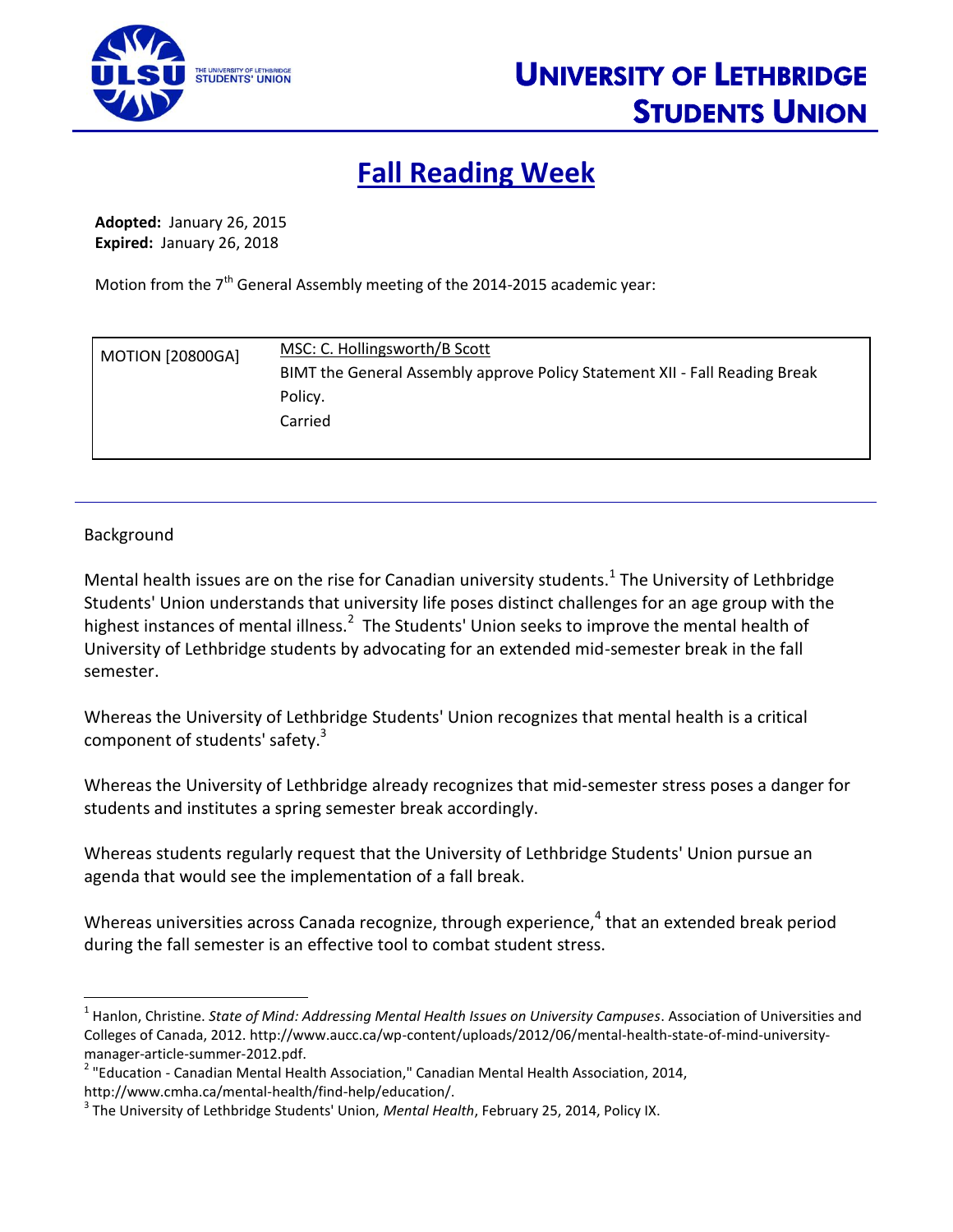# UNIVERSITY OF LETHBRIDGE STUDENTS UNION

## Fall Reading Week

**Adopted:** January 26, 2015
**Expired:** January 26, 2018

Motion from the 7th General Assembly meeting of the 2014-2015 academic year:

| MOTION [20800GA] | MSC: C. Hollingsworth/B Scott<br>BIMT the General Assembly approve Policy Statement XII - Fall Reading Break Policy.<br>Carried |
|---|---|

---

Background

Mental health issues are on the rise for Canadian university students.[1] The University of Lethbridge Students' Union understands that university life poses distinct challenges for an age group with the highest instances of mental illness.[2] The Students' Union seeks to improve the mental health of University of Lethbridge students by advocating for an extended mid-semester break in the fall semester.

Whereas the University of Lethbridge Students' Union recognizes that mental health is a critical component of students' safety.[3]

Whereas the University of Lethbridge already recognizes that mid-semester stress poses a danger for students and institutes a spring semester break accordingly.

Whereas students regularly request that the University of Lethbridge Students' Union pursue an agenda that would see the implementation of a fall break.

Whereas universities across Canada recognize, through experience,[4] that an extended break period during the fall semester is an effective tool to combat student stress.

---

[1] Hanlon, Christine. *State of Mind: Addressing Mental Health Issues on University Campuses*. Association of Universities and Colleges of Canada, 2012. http://www.aucc.ca/wp-content/uploads/2012/06/mental-health-state-of-mind-university-manager-article-summer-2012.pdf.

[2] "Education - Canadian Mental Health Association," Canadian Mental Health Association, 2014, http://www.cmha.ca/mental-health/find-help/education/.

[3] The University of Lethbridge Students' Union, *Mental Health*, February 25, 2014, Policy IX.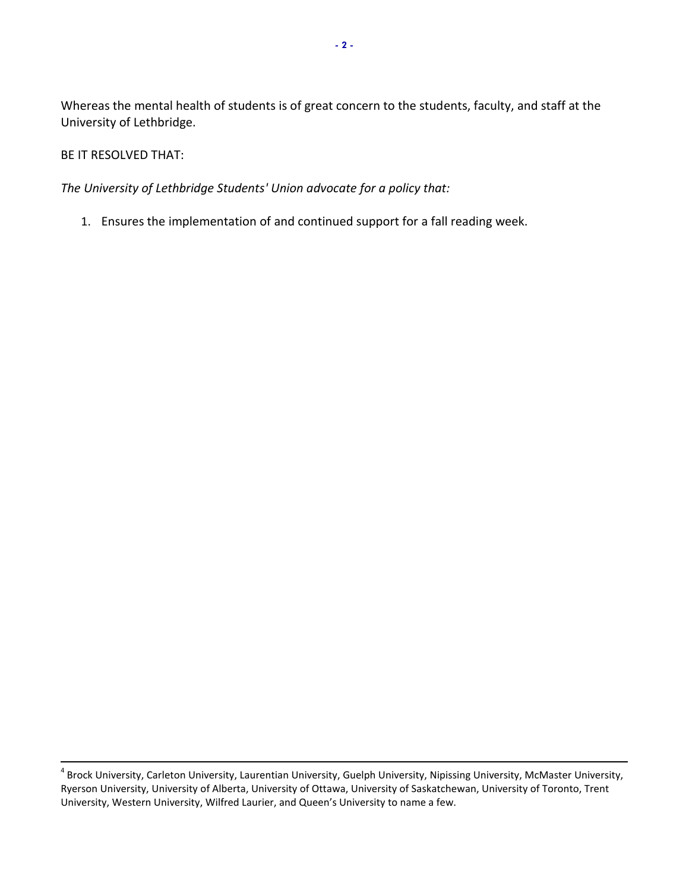Whereas the mental health of students is of great concern to the students, faculty, and staff at the University of Lethbridge.

BE IT RESOLVED THAT:

*The University of Lethbridge Students' Union advocate for a policy that:*

1. Ensures the implementation of and continued support for a fall reading week.

---

[4] Brock University, Carleton University, Laurentian University, Guelph University, Nipissing University, McMaster University, Ryerson University, University of Alberta, University of Ottawa, University of Saskatchewan, University of Toronto, Trent University, Western University, Wilfred Laurier, and Queen's University to name a few.